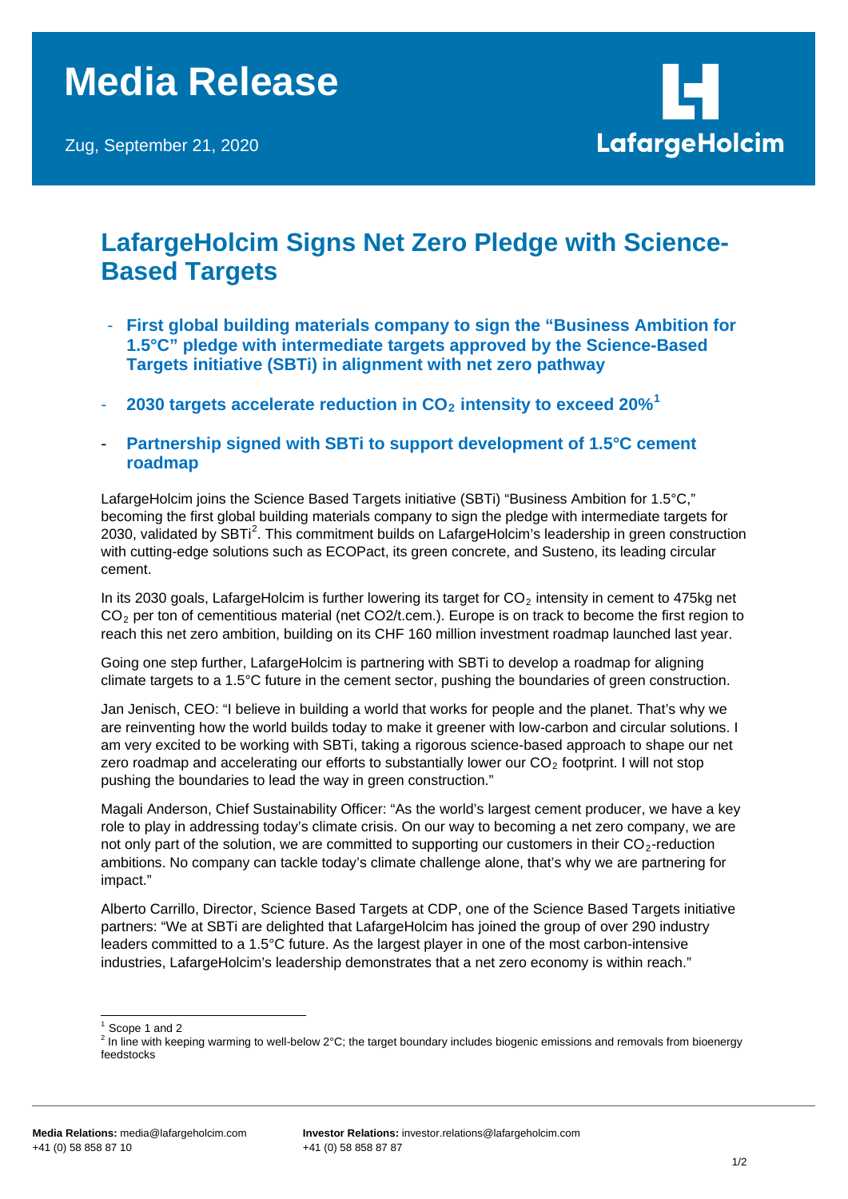# Media Release

Zug, September 21, 2020

## LafargeHolcim Signs Net Zero Pledge with Science-Based Targets

- **First global building materials company to sign the "Business Ambition for 1.5°C" pledge with intermediate targets approved by the Science-Based Targets initiative (SBTi) in alignment with net zero pathway**
- **2030 targets accelerate reduction in $CO_2$ intensity to exceed 20%[1]**
- **Partnership signed with SBTi to support development of 1.5°C cement roadmap**

LafargeHolcim joins the Science Based Targets initiative (SBTi) "Business Ambition for 1.5°C," becoming the first global building materials company to sign the pledge with intermediate targets for 2030, validated by SBTi[2]. This commitment builds on LafargeHolcim's leadership in green construction with cutting-edge solutions such as ECOPact, its green concrete, and Susteno, its leading circular cement.

In its 2030 goals, LafargeHolcim is further lowering its target for $CO_2$ intensity in cement to 475kg net $CO_2$ per ton of cementitious material (net CO2/t.cem.). Europe is on track to become the first region to reach this net zero ambition, building on its CHF 160 million investment roadmap launched last year.

Going one step further, LafargeHolcim is partnering with SBTi to develop a roadmap for aligning climate targets to a 1.5°C future in the cement sector, pushing the boundaries of green construction.

Jan Jenisch, CEO: "I believe in building a world that works for people and the planet. That's why we are reinventing how the world builds today to make it greener with low-carbon and circular solutions. I am very excited to be working with SBTi, taking a rigorous science-based approach to shape our net zero roadmap and accelerating our efforts to substantially lower our $CO_2$ footprint. I will not stop pushing the boundaries to lead the way in green construction."

Magali Anderson, Chief Sustainability Officer: "As the world's largest cement producer, we have a key role to play in addressing today's climate crisis. On our way to becoming a net zero company, we are not only part of the solution, we are committed to supporting our customers in their $CO_2$-reduction ambitions. No company can tackle today's climate challenge alone, that's why we are partnering for impact."

Alberto Carrillo, Director, Science Based Targets at CDP, one of the Science Based Targets initiative partners: "We at SBTi are delighted that LafargeHolcim has joined the group of over 290 industry leaders committed to a 1.5°C future. As the largest player in one of the most carbon-intensive industries, LafargeHolcim's leadership demonstrates that a net zero economy is within reach."

---

[1] Scope 1 and 2

[2] In line with keeping warming to well-below 2°C; the target boundary includes biogenic emissions and removals from bioenergy feedstocks

**Media Relations:** media@lafargeholcim.com +41 (0) 58 858 87 10

**Investor Relations:** investor.relations@lafargeholcim.com +41 (0) 58 858 87 87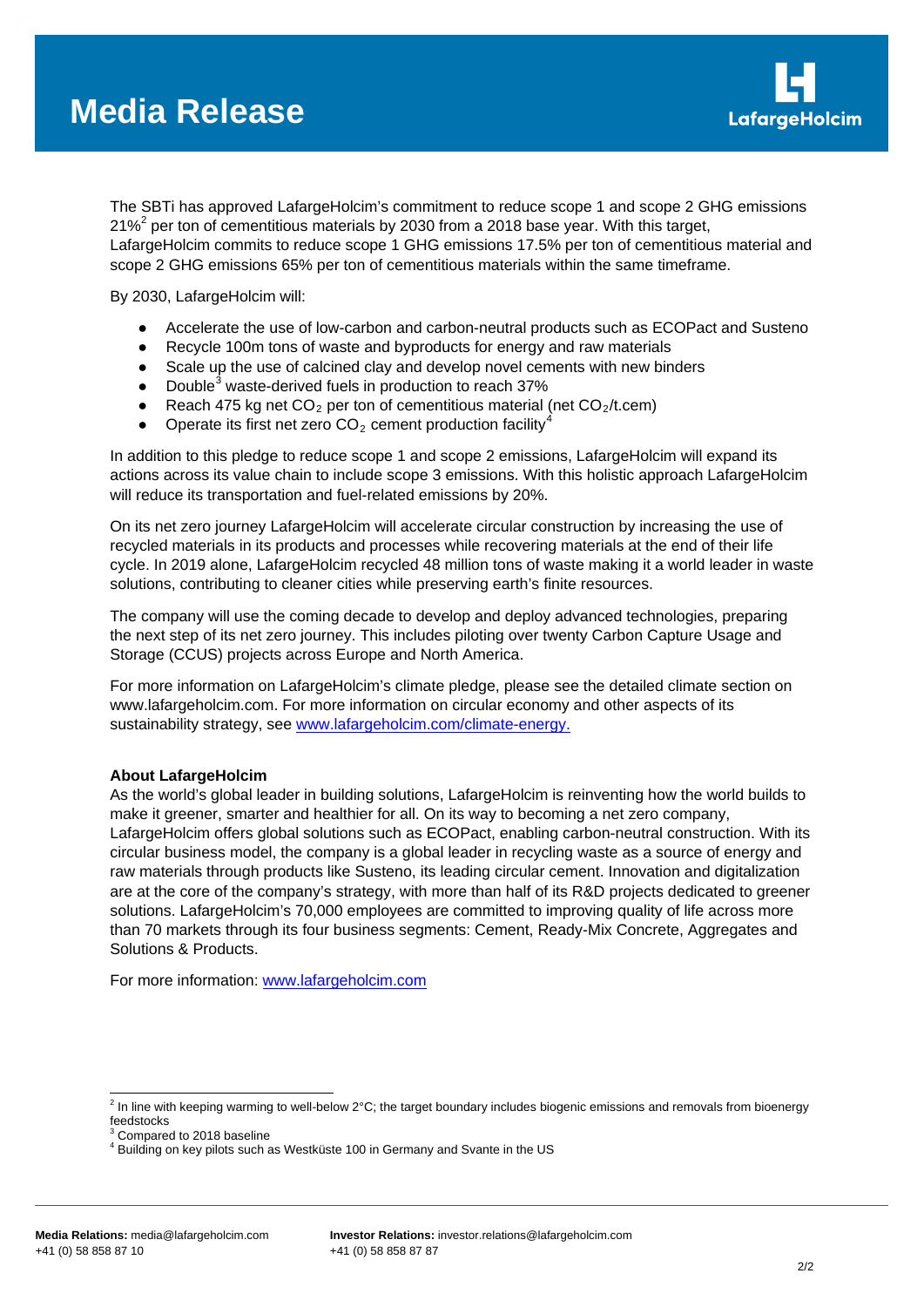The SBTi has approved LafargeHolcim's commitment to reduce scope 1 and scope 2 GHG emissions 21%[2] per ton of cementitious materials by 2030 from a 2018 base year. With this target, LafargeHolcim commits to reduce scope 1 GHG emissions 17.5% per ton of cementitious material and scope 2 GHG emissions 65% per ton of cementitious materials within the same timeframe.

By 2030, LafargeHolcim will:

- Accelerate the use of low-carbon and carbon-neutral products such as ECOPact and Susteno
- Recycle 100m tons of waste and byproducts for energy and raw materials
- Scale up the use of calcined clay and develop novel cements with new binders
- Double[3] waste-derived fuels in production to reach 37%
- Reach 475 kg net $CO_2$ per ton of cementitious material (net $CO_2$/t.cem)
- Operate its first net zero $CO_2$ cement production facility[4]

In addition to this pledge to reduce scope 1 and scope 2 emissions, LafargeHolcim will expand its actions across its value chain to include scope 3 emissions. With this holistic approach LafargeHolcim will reduce its transportation and fuel-related emissions by 20%.

On its net zero journey LafargeHolcim will accelerate circular construction by increasing the use of recycled materials in its products and processes while recovering materials at the end of their life cycle. In 2019 alone, LafargeHolcim recycled 48 million tons of waste making it a world leader in waste solutions, contributing to cleaner cities while preserving earth's finite resources.

The company will use the coming decade to develop and deploy advanced technologies, preparing the next step of its net zero journey. This includes piloting over twenty Carbon Capture Usage and Storage (CCUS) projects across Europe and North America.

For more information on LafargeHolcim's climate pledge, please see the detailed climate section on www.lafargeholcim.com. For more information on circular economy and other aspects of its sustainability strategy, see www.lafargeholcim.com/climate-energy.

**About LafargeHolcim**

As the world's global leader in building solutions, LafargeHolcim is reinventing how the world builds to make it greener, smarter and healthier for all. On its way to becoming a net zero company, LafargeHolcim offers global solutions such as ECOPact, enabling carbon-neutral construction. With its circular business model, the company is a global leader in recycling waste as a source of energy and raw materials through products like Susteno, its leading circular cement. Innovation and digitalization are at the core of the company's strategy, with more than half of its R&D projects dedicated to greener solutions. LafargeHolcim's 70,000 employees are committed to improving quality of life across more than 70 markets through its four business segments: Cement, Ready-Mix Concrete, Aggregates and Solutions & Products.

For more information: www.lafargeholcim.com

[2] In line with keeping warming to well-below 2°C; the target boundary includes biogenic emissions and removals from bioenergy feedstocks

[3] Compared to 2018 baseline

[4] Building on key pilots such as Westküste 100 in Germany and Svante in the US

**Media Relations:** media@lafargeholcim.com
+41 (0) 58 858 87 10

**Investor Relations:** investor.relations@lafargeholcim.com
+41 (0) 58 858 87 87